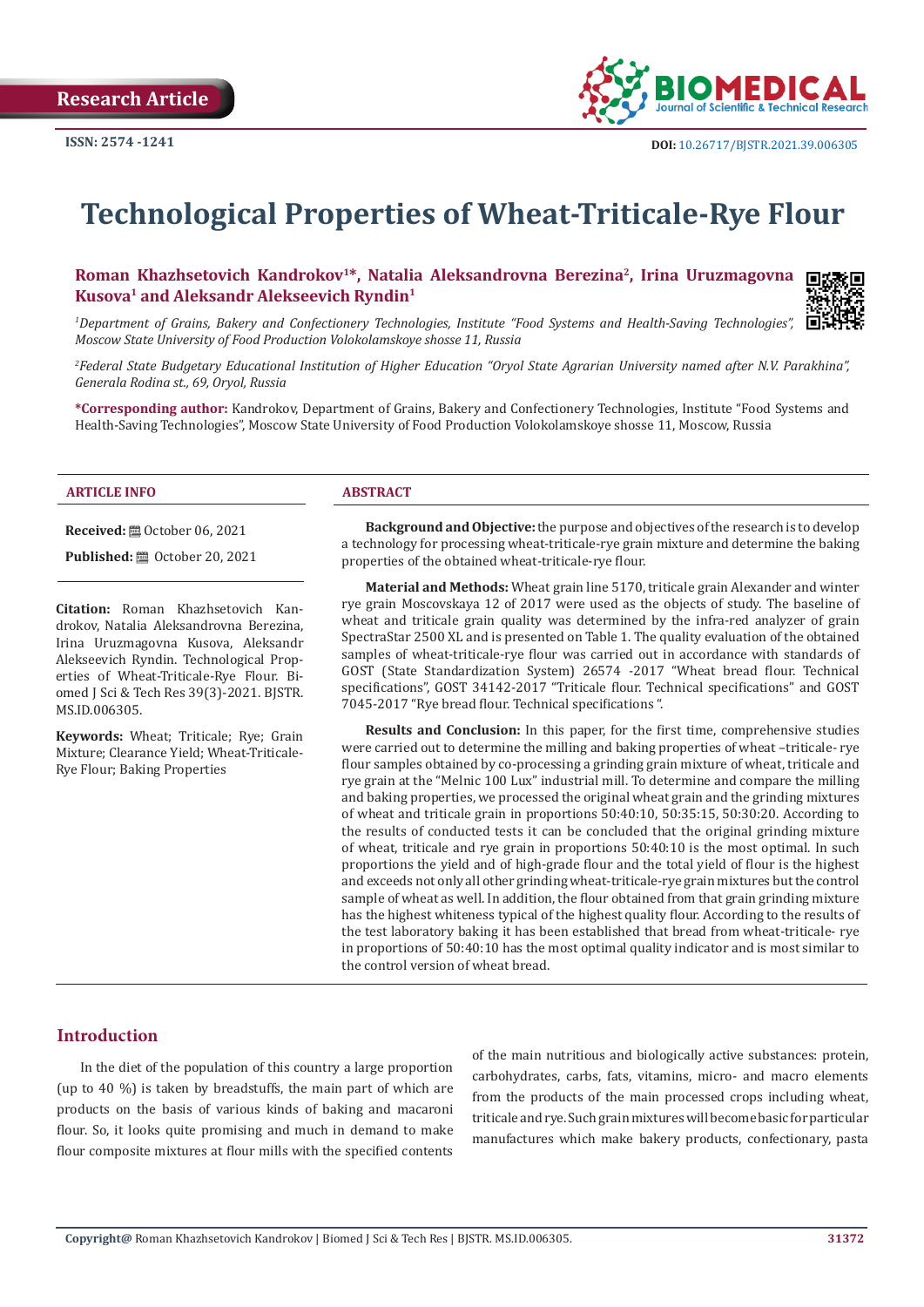Research Article

ISSN: 2574 -1241

DOI: 10.26717/BJSTR.2021.39.006305

# Technological Properties of Wheat-Triticale-Rye Flour

**Roman Khazhsetovich Kandrokov[1]\*, Natalia Aleksandrovna Berezina[2], Irina Uruzmagovna Kusova[1] and Aleksandr Alekseevich Ryndin[1]**

*[1]Department of Grains, Bakery and Confectionery Technologies, Institute "Food Systems and Health-Saving Technologies", Moscow State University of Food Production Volokolamskoye shosse 11, Russia*

*[2]Federal State Budgetary Educational Institution of Higher Education "Oryol State Agrarian University named after N.V. Parakhina", Generala Rodina st., 69, Oryol, Russia*

**\*Corresponding author:** Kandrokov, Department of Grains, Bakery and Confectionery Technologies, Institute "Food Systems and Health-Saving Technologies", Moscow State University of Food Production Volokolamskoye shosse 11, Moscow, Russia

## ARTICLE INFO

**Received:** October 06, 2021

**Published:** October 20, 2021

**Citation:** Roman Khazhsetovich Kandrokov, Natalia Aleksandrovna Berezina, Irina Uruzmagovna Kusova, Aleksandr Alekseevich Ryndin. Technological Properties of Wheat-Triticale-Rye Flour. Biomed J Sci & Tech Res 39(3)-2021. BJSTR. MS.ID.006305.

**Keywords:** Wheat; Triticale; Rye; Grain Mixture; Clearance Yield; Wheat-Triticale-Rye Flour; Baking Properties

## ABSTRACT

**Background and Objective:** the purpose and objectives of the research is to develop a technology for processing wheat-triticale-rye grain mixture and determine the baking properties of the obtained wheat-triticale-rye flour.

**Material and Methods:** Wheat grain line 5170, triticale grain Alexander and winter rye grain Moscovskaya 12 of 2017 were used as the objects of study. The baseline of wheat and triticale grain quality was determined by the infra-red analyzer of grain SpectraStar 2500 XL and is presented on Table 1. The quality evaluation of the obtained samples of wheat-triticale-rye flour was carried out in accordance with standards of GOST (State Standardization System) 26574 -2017 "Wheat bread flour. Technical specifications", GOST 34142-2017 "Triticale flour. Technical specifications" and GOST 7045-2017 "Rye bread flour. Technical specifications ".

**Results and Conclusion:** In this paper, for the first time, comprehensive studies were carried out to determine the milling and baking properties of wheat –triticale- rye flour samples obtained by co-processing a grinding grain mixture of wheat, triticale and rye grain at the "Melnic 100 Lux" industrial mill. To determine and compare the milling and baking properties, we processed the original wheat grain and the grinding mixtures of wheat and triticale grain in proportions 50:40:10, 50:35:15, 50:30:20. According to the results of conducted tests it can be concluded that the original grinding mixture of wheat, triticale and rye grain in proportions 50:40:10 is the most optimal. In such proportions the yield and of high-grade flour and the total yield of flour is the highest and exceeds not only all other grinding wheat-triticale-rye grain mixtures but the control sample of wheat as well. In addition, the flour obtained from that grain grinding mixture has the highest whiteness typical of the highest quality flour. According to the results of the test laboratory baking it has been established that bread from wheat-triticale- rye in proportions of 50:40:10 has the most optimal quality indicator and is most similar to the control version of wheat bread.

## Introduction

In the diet of the population of this country a large proportion (up to 40 %) is taken by breadstuffs, the main part of which are products on the basis of various kinds of baking and macaroni flour. So, it looks quite promising and much in demand to make flour composite mixtures at flour mills with the specified contents of the main nutritious and biologically active substances: protein, carbohydrates, carbs, fats, vitamins, micro- and macro elements from the products of the main processed crops including wheat, triticale and rye. Such grain mixtures will become basic for particular manufactures which make bakery products, confectionary, pasta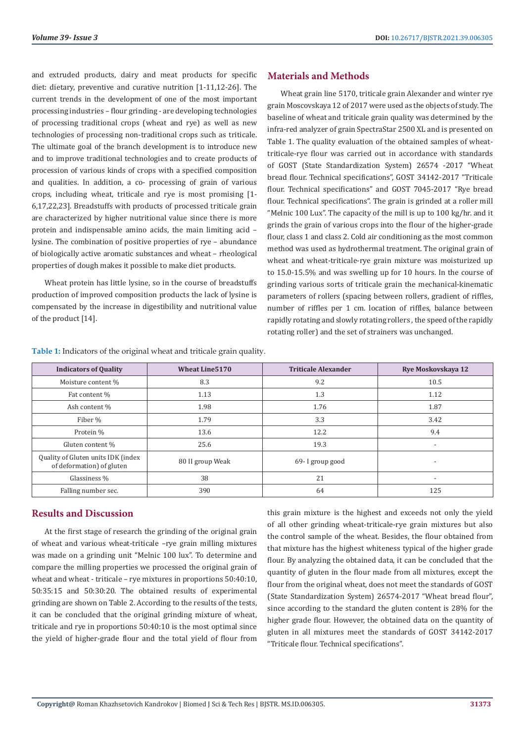and extruded products, dairy and meat products for specific diet: dietary, preventive and curative nutrition [1-11,12-26]. The current trends in the development of one of the most important processing industries – flour grinding - are developing technologies of processing traditional crops (wheat and rye) as well as new technologies of processing non-traditional crops such as triticale. The ultimate goal of the branch development is to introduce new and to improve traditional technologies and to create products of procession of various kinds of crops with a specified composition and qualities. In addition, a co- processing of grain of various crops, including wheat, triticale and rye is most promising [1-6,17,22,23]. Breadstuffs with products of processed triticale grain are characterized by higher nutritional value since there is more protein and indispensable amino acids, the main limiting acid – lysine. The combination of positive properties of rye – abundance of biologically active aromatic substances and wheat – rheological properties of dough makes it possible to make diet products.

Wheat protein has little lysine, so in the course of breadstuffs production of improved composition products the lack of lysine is compensated by the increase in digestibility and nutritional value of the product [14].

## Materials and Methods

Wheat grain line 5170, triticale grain Alexander and winter rye grain Moscovskaya 12 of 2017 were used as the objects of study. The baseline of wheat and triticale grain quality was determined by the infra-red analyzer of grain SpectraStar 2500 XL and is presented on Table 1. The quality evaluation of the obtained samples of wheat-triticale-rye flour was carried out in accordance with standards of GOST (State Standardization System) 26574 -2017 "Wheat bread flour. Technical specifications", GOST 34142-2017 "Triticale flour. Technical specifications" and GOST 7045-2017 "Rye bread flour. Technical specifications". The grain is grinded at a roller mill "Melnic 100 Lux". The capacity of the mill is up to 100 kg/hr. and it grinds the grain of various crops into the flour of the higher-grade flour, class 1 and class 2. Cold air conditioning as the most common method was used as hydrothermal treatment. The original grain of wheat and wheat-triticale-rye grain mixture was moisturized up to 15.0-15.5% and was swelling up for 10 hours. In the course of grinding various sorts of triticale grain the mechanical-kinematic parameters of rollers (spacing between rollers, gradient of riffles, number of riffles per 1 cm. location of riffles, balance between rapidly rotating and slowly rotating rollers, the speed of the rapidly rotating roller) and the set of strainers was unchanged.

**Table 1:** Indicators of the original wheat and triticale grain quality.

| Indicators of Quality | Wheat Line5170 | Triticale Alexander | Rye Moskovskaya 12 |
|---|---|---|---|
| Moisture content % | 8.3 | 9.2 | 10.5 |
| Fat content % | 1.13 | 1.3 | 1.12 |
| Ash content % | 1.98 | 1.76 | 1.87 |
| Fiber % | 1.79 | 3.3 | 3.42 |
| Protein % | 13.6 | 12.2 | 9.4 |
| Gluten content % | 25.6 | 19.3 | - |
| Quality of Gluten units IDK (index of deformation) of gluten | 80 II group Weak | 69- I group good | - |
| Glassiness % | 38 | 21 | - |
| Falling number sec. | 390 | 64 | 125 |

## Results and Discussion

At the first stage of research the grinding of the original grain of wheat and various wheat-triticale –rye grain milling mixtures was made on a grinding unit "Melnic 100 lux". To determine and compare the milling properties we processed the original grain of wheat and wheat - triticale – rye mixtures in proportions 50:40:10, 50:35:15 and 50:30:20. The obtained results of experimental grinding are shown on Table 2. According to the results of the tests, it can be concluded that the original grinding mixture of wheat, triticale and rye in proportions 50:40:10 is the most optimal since the yield of higher-grade flour and the total yield of flour from this grain mixture is the highest and exceeds not only the yield of all other grinding wheat-triticale-rye grain mixtures but also the control sample of the wheat. Besides, the flour obtained from that mixture has the highest whiteness typical of the higher grade flour. By analyzing the obtained data, it can be concluded that the quantity of gluten in the flour made from all mixtures, except the flour from the original wheat, does not meet the standards of GOST (State Standardization System) 26574-2017 "Wheat bread flour", since according to the standard the gluten content is 28% for the higher grade flour. However, the obtained data on the quantity of gluten in all mixtures meet the standards of GOST 34142-2017 "Triticale flour. Technical specifications".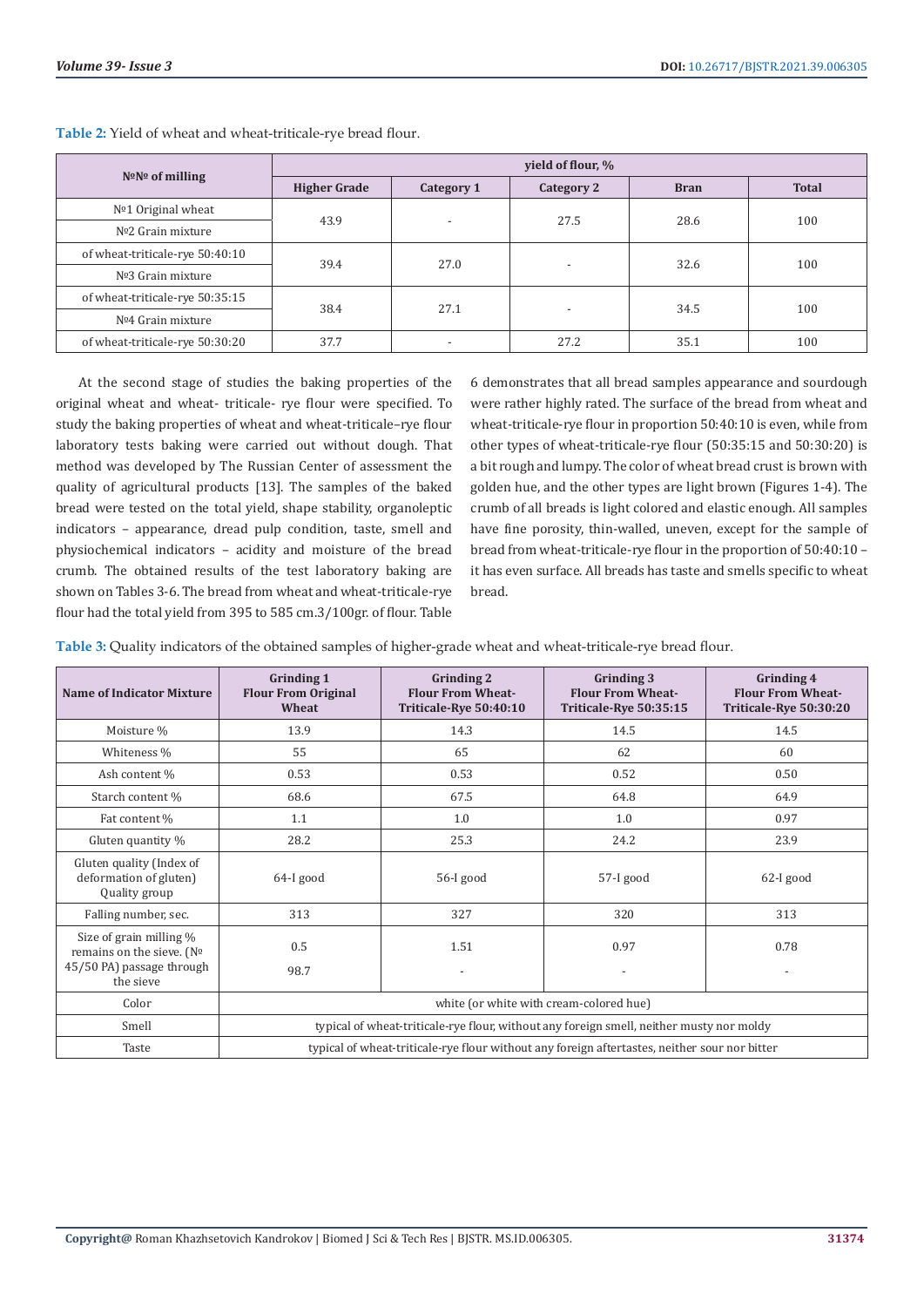**Table 2:** Yield of wheat and wheat-triticale-rye bread flour.

| №№ of milling | yield of flour, % | | | | |
|---|---|---|---|---|---|
| | Higher Grade | Category 1 | Category 2 | Bran | Total |
| №1 Original wheat | 43.9 | - | 27.5 | 28.6 | 100 |
| №2 Grain mixture of wheat-triticale-rye 50:40:10 | 39.4 | 27.0 | - | 32.6 | 100 |
| №3 Grain mixture of wheat-triticale-rye 50:35:15 | 38.4 | 27.1 | - | 34.5 | 100 |
| №4 Grain mixture of wheat-triticale-rye 50:30:20 | 37.7 | - | 27.2 | 35.1 | 100 |

At the second stage of studies the baking properties of the original wheat and wheat- triticale- rye flour were specified. To study the baking properties of wheat and wheat-triticale–rye flour laboratory tests baking were carried out without dough. That method was developed by The Russian Center of assessment the quality of agricultural products [13]. The samples of the baked bread were tested on the total yield, shape stability, organoleptic indicators – appearance, dread pulp condition, taste, smell and physiochemical indicators – acidity and moisture of the bread crumb. The obtained results of the test laboratory baking are shown on Tables 3-6. The bread from wheat and wheat-triticale-rye flour had the total yield from 395 to 585 cm.3/100gr. of flour. Table 6 demonstrates that all bread samples appearance and sourdough were rather highly rated. The surface of the bread from wheat and wheat-triticale-rye flour in proportion 50:40:10 is even, while from other types of wheat-triticale-rye flour (50:35:15 and 50:30:20) is a bit rough and lumpy. The color of wheat bread crust is brown with golden hue, and the other types are light brown (Figures 1-4). The crumb of all breads is light colored and elastic enough. All samples have fine porosity, thin-walled, uneven, except for the sample of bread from wheat-triticale-rye flour in the proportion of 50:40:10 – it has even surface. All breads has taste and smells specific to wheat bread.

**Table 3:** Quality indicators of the obtained samples of higher-grade wheat and wheat-triticale-rye bread flour.

| Name of Indicator Mixture | Grinding 1 Flour From Original Wheat | Grinding 2 Flour From Wheat-Triticale-Rye 50:40:10 | Grinding 3 Flour From Wheat-Triticale-Rye 50:35:15 | Grinding 4 Flour From Wheat-Triticale-Rye 50:30:20 |
|---|---|---|---|---|
| Moisture % | 13.9 | 14.3 | 14.5 | 14.5 |
| Whiteness % | 55 | 65 | 62 | 60 |
| Ash content % | 0.53 | 0.53 | 0.52 | 0.50 |
| Starch content % | 68.6 | 67.5 | 64.8 | 64.9 |
| Fat content % | 1.1 | 1.0 | 1.0 | 0.97 |
| Gluten quantity % | 28.2 | 25.3 | 24.2 | 23.9 |
| Gluten quality (Index of deformation of gluten) Quality group | 64-I good | 56-I good | 57-I good | 62-I good |
| Falling number, sec. | 313 | 327 | 320 | 313 |
| Size of grain milling % remains on the sieve. (№ 45/50 PA) passage through the sieve | 0.5<br>98.7 | 1.51<br>- | 0.97<br>- | 0.78<br>- |
| Color | white (or white with cream-colored hue) | | | |
| Smell | typical of wheat-triticale-rye flour, without any foreign smell, neither musty nor moldy | | | |
| Taste | typical of wheat-triticale-rye flour without any foreign aftertastes, neither sour nor bitter | | | |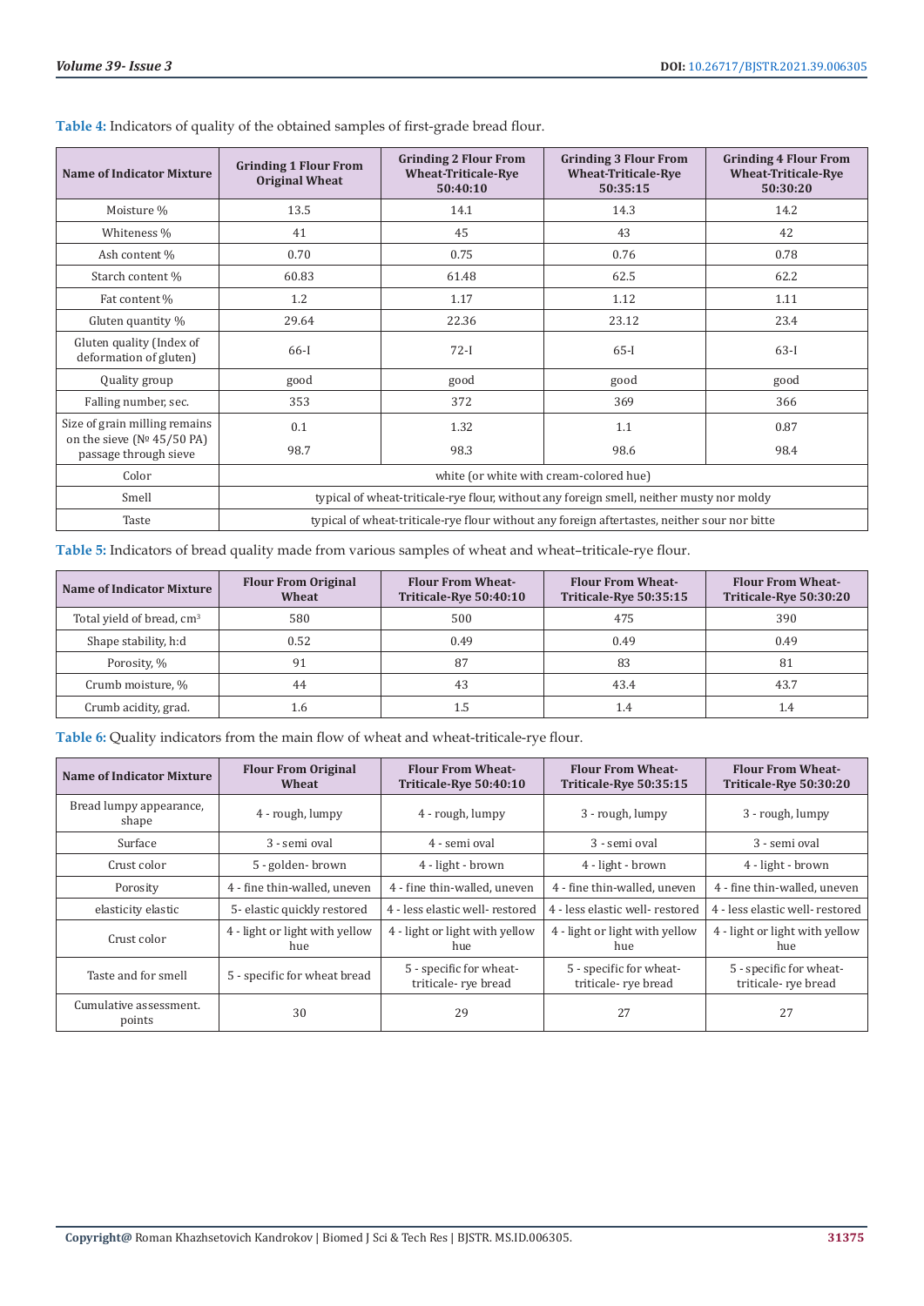**Table 4:** Indicators of quality of the obtained samples of first-grade bread flour.

| Name of Indicator Mixture | Grinding 1 Flour From Original Wheat | Grinding 2 Flour From Wheat-Triticale-Rye 50:40:10 | Grinding 3 Flour From Wheat-Triticale-Rye 50:35:15 | Grinding 4 Flour From Wheat-Triticale-Rye 50:30:20 |
|---|---|---|---|---|
| Moisture % | 13.5 | 14.1 | 14.3 | 14.2 |
| Whiteness % | 41 | 45 | 43 | 42 |
| Ash content % | 0.70 | 0.75 | 0.76 | 0.78 |
| Starch content % | 60.83 | 61.48 | 62.5 | 62.2 |
| Fat content % | 1.2 | 1.17 | 1.12 | 1.11 |
| Gluten quantity % | 29.64 | 22.36 | 23.12 | 23.4 |
| Gluten quality (Index of deformation of gluten) | 66-I | 72-I | 65-I | 63-I |
| Quality group | good | good | good | good |
| Falling number, sec. | 353 | 372 | 369 | 366 |
| Size of grain milling remains on the sieve (№ 45/50 PA) passage through sieve | 0.1<br>98.7 | 1.32<br>98.3 | 1.1<br>98.6 | 0.87<br>98.4 |
| Color | white (or white with cream-colored hue) | | | |
| Smell | typical of wheat-triticale-rye flour, without any foreign smell, neither musty nor moldy | | | |
| Taste | typical of wheat-triticale-rye flour without any foreign aftertastes, neither sour nor bitte | | | |

**Table 5:** Indicators of bread quality made from various samples of wheat and wheat–triticale-rye flour.

| Name of Indicator Mixture | Flour From Original Wheat | Flour From Wheat-Triticale-Rye 50:40:10 | Flour From Wheat-Triticale-Rye 50:35:15 | Flour From Wheat-Triticale-Rye 50:30:20 |
|---|---|---|---|---|
| Total yield of bread, $cm^3$ | 580 | 500 | 475 | 390 |
| Shape stability, h:d | 0.52 | 0.49 | 0.49 | 0.49 |
| Porosity, % | 91 | 87 | 83 | 81 |
| Crumb moisture, % | 44 | 43 | 43.4 | 43.7 |
| Crumb acidity, grad. | 1.6 | 1.5 | 1.4 | 1.4 |

**Table 6:** Quality indicators from the main flow of wheat and wheat-triticale-rye flour.

| Name of Indicator Mixture | Flour From Original Wheat | Flour From Wheat-Triticale-Rye 50:40:10 | Flour From Wheat-Triticale-Rye 50:35:15 | Flour From Wheat-Triticale-Rye 50:30:20 |
|---|---|---|---|---|
| Bread lumpy appearance, shape | 4 - rough, lumpy | 4 - rough, lumpy | 3 - rough, lumpy | 3 - rough, lumpy |
| Surface | 3 - semi oval | 4 - semi oval | 3 - semi oval | 3 - semi oval |
| Crust color | 5 - golden- brown | 4 - light - brown | 4 - light - brown | 4 - light - brown |
| Porosity | 4 - fine thin-walled, uneven | 4 - fine thin-walled, uneven | 4 - fine thin-walled, uneven | 4 - fine thin-walled, uneven |
| elasticity elastic | 5- elastic quickly restored | 4 - less elastic well- restored | 4 - less elastic well- restored | 4 - less elastic well- restored |
| Crust color | 4 - light or light with yellow hue | 4 - light or light with yellow hue | 4 - light or light with yellow hue | 4 - light or light with yellow hue |
| Taste and for smell | 5 - specific for wheat bread | 5 - specific for wheat-triticale- rye bread | 5 - specific for wheat-triticale- rye bread | 5 - specific for wheat-triticale- rye bread |
| Cumulative assessment. points | 30 | 29 | 27 | 27 |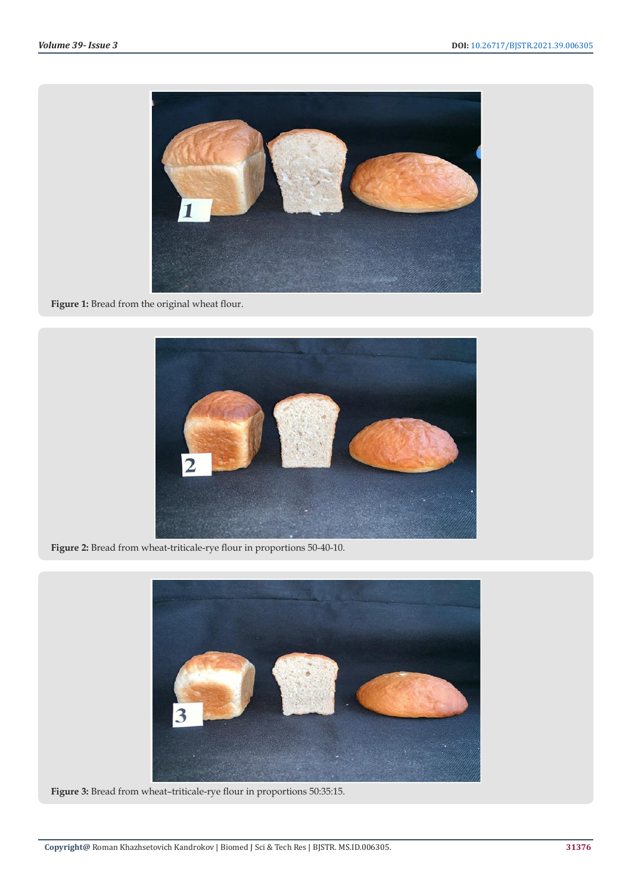Figure 1: Bread from the original wheat flour.

Figure 2: Bread from wheat-triticale-rye flour in proportions 50-40-10.

Figure 3: Bread from wheat–triticale-rye flour in proportions 50:35:15.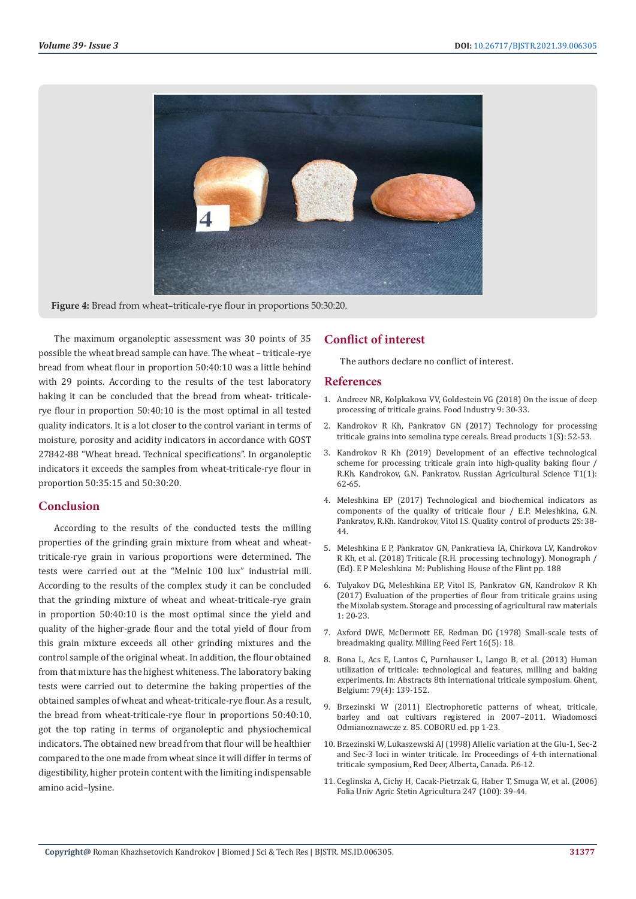Figure 4: Bread from wheat–triticale-rye flour in proportions 50:30:20.

The maximum organoleptic assessment was 30 points of 35 possible the wheat bread sample can have. The wheat – triticale-rye bread from wheat flour in proportion 50:40:10 was a little behind with 29 points. According to the results of the test laboratory baking it can be concluded that the bread from wheat- triticale-rye flour in proportion 50:40:10 is the most optimal in all tested quality indicators. It is a lot closer to the control variant in terms of moisture, porosity and acidity indicators in accordance with GOST 27842-88 "Wheat bread. Technical specifications". In organoleptic indicators it exceeds the samples from wheat-triticale-rye flour in proportion 50:35:15 and 50:30:20.

## Conclusion

According to the results of the conducted tests the milling properties of the grinding grain mixture from wheat and wheat-triticale-rye grain in various proportions were determined. The tests were carried out at the "Melnic 100 lux" industrial mill. According to the results of the complex study it can be concluded that the grinding mixture of wheat and wheat-triticale-rye grain in proportion 50:40:10 is the most optimal since the yield and quality of the higher-grade flour and the total yield of flour from this grain mixture exceeds all other grinding mixtures and the control sample of the original wheat. In addition, the flour obtained from that mixture has the highest whiteness. The laboratory baking tests were carried out to determine the baking properties of the obtained samples of wheat and wheat-triticale-rye flour. As a result, the bread from wheat-triticale-rye flour in proportions 50:40:10, got the top rating in terms of organoleptic and physiochemical indicators. The obtained new bread from that flour will be healthier compared to the one made from wheat since it will differ in terms of digestibility, higher protein content with the limiting indispensable amino acid–lysine.

## Conflict of interest

The authors declare no conflict of interest.

## References

1. Andreev NR, Kolpkakova VV, Goldestein VG (2018) On the issue of deep processing of triticale grains. Food Industry 9: 30-33.
2. Kandrokov R Kh, Pankratov GN (2017) Technology for processing triticale grains into semolina type cereals. Bread products 1(S): 52-53.
3. Kandrokov R Kh (2019) Development of an effective technological scheme for processing triticale grain into high-quality baking flour / R.Kh. Kandrokov, G.N. Pankratov. Russian Agricultural Science T1(1): 62-65.
4. Meleshkina EP (2017) Technological and biochemical indicators as components of the quality of triticale flour / E.P. Meleshkina, G.N. Pankratov, R.Kh. Kandrokov, Vitol I.S. Quality control of products 2S: 38-44.
5. Meleshkina E P, Pankratov GN, Pankratieva IA, Chirkova LV, Kandrokov R Kh, et al. (2018) Triticale (R.H. processing technology). Monograph / (Ed). E P Meleshkina M: Publishing House of the Flint pp. 188
6. Tulyakov DG, Meleshkina EP, Vitol IS, Pankratov GN, Kandrokov R Kh (2017) Evaluation of the properties of flour from triticale grains using the Mixolab system. Storage and processing of agricultural raw materials 1: 20-23.
7. Axford DWE, McDermott EE, Redman DG (1978) Small-scale tests of breadmaking quality. Milling Feed Fert 16(5): 18.
8. Bona L, Acs E, Lantos C, Purnhauser L, Lango B, et al. (2013) Human utilization of triticale: technological and features, milling and baking experiments. In: Abstracts 8th international triticale symposium. Ghent, Belgium: 79(4): 139-152.
9. Brzezinski W (2011) Electrophoretic patterns of wheat, triticale, barley and oat cultivars registered in 2007–2011. Wiadomosci Odmianoznawcze z. 85. COBORU ed. pp 1-23.
10. Brzezinski W, Lukaszewski AJ (1998) Allelic variation at the Glu-1, Sec-2 and Sec-3 loci in winter triticale. In: Proceedings of 4-th international triticale symposium, Red Deer, Alberta, Canada. P.6-12.
11. Ceglinska A, Cichy H, Cacak-Pietrzak G, Haber T, Smuga W, et al. (2006) Folia Univ Agric Stetin Agricultura 247 (100): 39-44.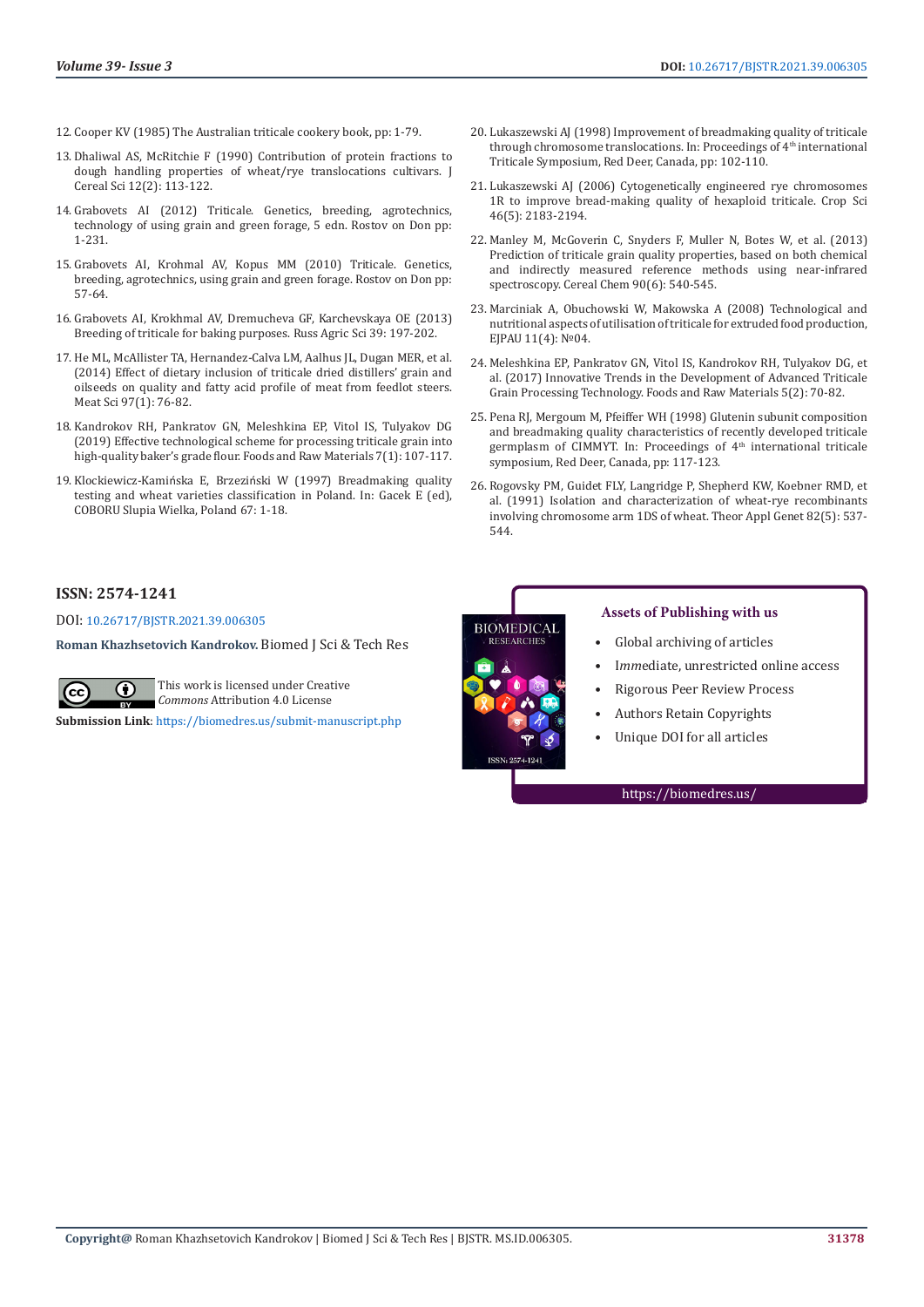12. Cooper KV (1985) The Australian triticale cookery book, pp: 1-79.
13. Dhaliwal AS, McRitchie F (1990) Contribution of protein fractions to dough handling properties of wheat/rye translocations cultivars. J Cereal Sci 12(2): 113-122.
14. Grabovets AI (2012) Triticale. Genetics, breeding, agrotechnics, technology of using grain and green forage, 5 edn. Rostov on Don pp: 1-231.
15. Grabovets AI, Krohmal AV, Kopus MM (2010) Triticale. Genetics, breeding, agrotechnics, using grain and green forage. Rostov on Don pp: 57-64.
16. Grabovets AI, Krokhmal AV, Dremucheva GF, Karchevskaya OE (2013) Breeding of triticale for baking purposes. Russ Agric Sci 39: 197-202.
17. He ML, McAllister TA, Hernandez-Calva LM, Aalhus JL, Dugan MER, et al. (2014) Effect of dietary inclusion of triticale dried distillers' grain and oilseeds on quality and fatty acid profile of meat from feedlot steers. Meat Sci 97(1): 76-82.
18. Kandrokov RH, Pankratov GN, Meleshkina EP, Vitol IS, Tulyakov DG (2019) Effective technological scheme for processing triticale grain into high-quality baker's grade flour. Foods and Raw Materials 7(1): 107-117.
19. Klockiewicz-Kamińska E, Brzeziński W (1997) Breadmaking quality testing and wheat varieties classification in Poland. In: Gacek E (ed), COBORU Slupia Wielka, Poland 67: 1-18.
20. Lukaszewski AJ (1998) Improvement of breadmaking quality of triticale through chromosome translocations. In: Proceedings of 4th international Triticale Symposium, Red Deer, Canada, pp: 102-110.
21. Lukaszewski AJ (2006) Cytogenetically engineered rye chromosomes 1R to improve bread-making quality of hexaploid triticale. Crop Sci 46(5): 2183-2194.
22. Manley M, McGoverin C, Snyders F, Muller N, Botes W, et al. (2013) Prediction of triticale grain quality properties, based on both chemical and indirectly measured reference methods using near-infrared spectroscopy. Cereal Chem 90(6): 540-545.
23. Marciniak A, Obuchowski W, Makowska A (2008) Technological and nutritional aspects of utilisation of triticale for extruded food production, EJPAU 11(4): №04.
24. Meleshkina EP, Pankratov GN, Vitol IS, Kandrokov RH, Tulyakov DG, et al. (2017) Innovative Trends in the Development of Advanced Triticale Grain Processing Technology. Foods and Raw Materials 5(2): 70-82.
25. Pena RJ, Mergoum M, Pfeiffer WH (1998) Glutenin subunit composition and breadmaking quality characteristics of recently developed triticale germplasm of CIMMYT. In: Proceedings of 4th international triticale symposium, Red Deer, Canada, pp: 117-123.
26. Rogovsky PM, Guidet FLY, Langridge P, Shepherd KW, Koebner RMD, et al. (1991) Isolation and characterization of wheat-rye recombinants involving chromosome arm 1DS of wheat. Theor Appl Genet 82(5): 537-544.

**ISSN: 2574-1241**

DOI: 10.26717/BJSTR.2021.39.006305

**Roman Khazhsetovich Kandrokov.** Biomed J Sci & Tech Res

This work is licensed under Creative *Commons* Attribution 4.0 License

**Submission Link**: https://biomedres.us/submit-manuscript.php

**Assets of Publishing with us**

- Global archiving of articles
- Immediate, unrestricted online access
- Rigorous Peer Review Process
- Authors Retain Copyrights
- Unique DOI for all articles

https://biomedres.us/